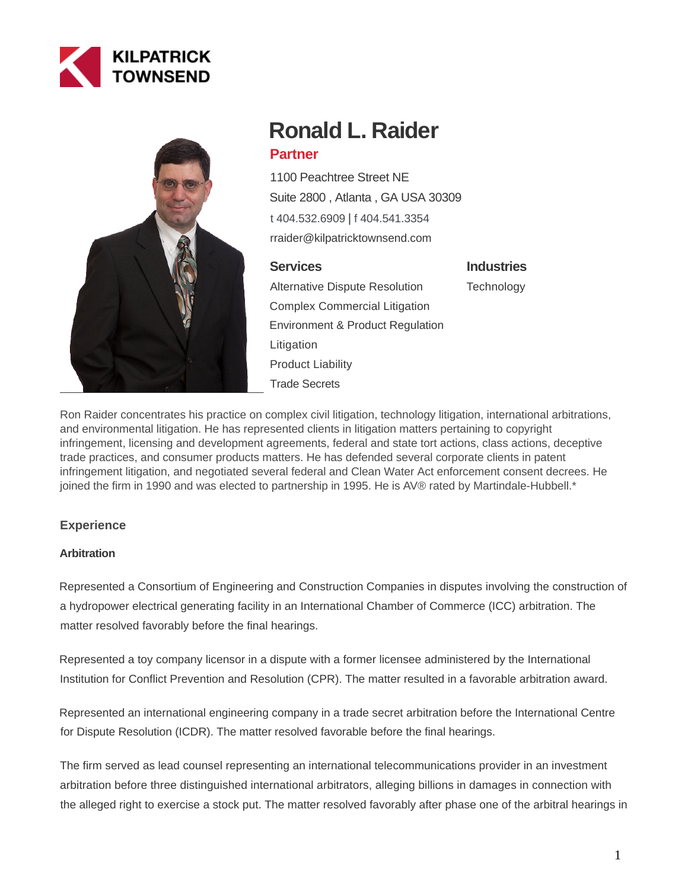KILPATRICK TOWNSEND

# Ronald L. Raider

## Partner

1100 Peachtree Street NE
Suite 2800 , Atlanta , GA USA 30309
t 404.532.6909 | f 404.541.3354
rraider@kilpatricktownsend.com

### Services

Alternative Dispute Resolution
Complex Commercial Litigation
Environment & Product Regulation
Litigation
Product Liability
Trade Secrets

### Industries

Technology

Ron Raider concentrates his practice on complex civil litigation, technology litigation, international arbitrations, and environmental litigation. He has represented clients in litigation matters pertaining to copyright infringement, licensing and development agreements, federal and state tort actions, class actions, deceptive trade practices, and consumer products matters. He has defended several corporate clients in patent infringement litigation, and negotiated several federal and Clean Water Act enforcement consent decrees. He joined the firm in 1990 and was elected to partnership in 1995. He is AV® rated by Martindale-Hubbell.*

## Experience

### Arbitration

Represented a Consortium of Engineering and Construction Companies in disputes involving the construction of a hydropower electrical generating facility in an International Chamber of Commerce (ICC) arbitration. The matter resolved favorably before the final hearings.

Represented a toy company licensor in a dispute with a former licensee administered by the International Institution for Conflict Prevention and Resolution (CPR). The matter resulted in a favorable arbitration award.

Represented an international engineering company in a trade secret arbitration before the International Centre for Dispute Resolution (ICDR). The matter resolved favorable before the final hearings.

The firm served as lead counsel representing an international telecommunications provider in an investment arbitration before three distinguished international arbitrators, alleging billions in damages in connection with the alleged right to exercise a stock put. The matter resolved favorably after phase one of the arbitral hearings in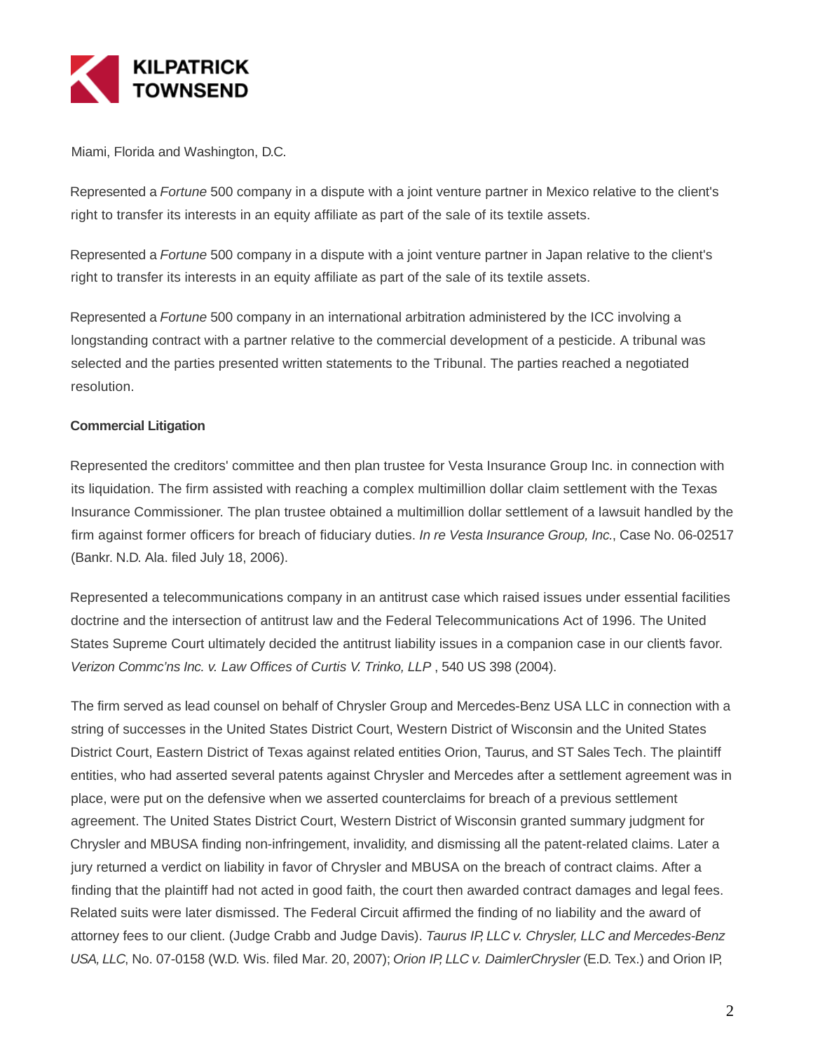Miami, Florida and Washington, D.C.

Represented a *Fortune* 500 company in a dispute with a joint venture partner in Mexico relative to the client's right to transfer its interests in an equity affiliate as part of the sale of its textile assets.

Represented a *Fortune* 500 company in a dispute with a joint venture partner in Japan relative to the client's right to transfer its interests in an equity affiliate as part of the sale of its textile assets.

Represented a *Fortune* 500 company in an international arbitration administered by the ICC involving a longstanding contract with a partner relative to the commercial development of a pesticide. A tribunal was selected and the parties presented written statements to the Tribunal. The parties reached a negotiated resolution.

**Commercial Litigation**

Represented the creditors' committee and then plan trustee for Vesta Insurance Group Inc. in connection with its liquidation. The firm assisted with reaching a complex multimillion dollar claim settlement with the Texas Insurance Commissioner. The plan trustee obtained a multimillion dollar settlement of a lawsuit handled by the firm against former officers for breach of fiduciary duties. *In re Vesta Insurance Group, Inc.*, Case No. 06-02517 (Bankr. N.D. Ala. filed July 18, 2006).

Represented a telecommunications company in an antitrust case which raised issues under essential facilities doctrine and the intersection of antitrust law and the Federal Telecommunications Act of 1996. The United States Supreme Court ultimately decided the antitrust liability issues in a companion case in our client's favor. *Verizon Commc'ns Inc. v. Law Offices of Curtis V. Trinko, LLP* , 540 US 398 (2004).

The firm served as lead counsel on behalf of Chrysler Group and Mercedes-Benz USA LLC in connection with a string of successes in the United States District Court, Western District of Wisconsin and the United States District Court, Eastern District of Texas against related entities Orion, Taurus, and ST Sales Tech. The plaintiff entities, who had asserted several patents against Chrysler and Mercedes after a settlement agreement was in place, were put on the defensive when we asserted counterclaims for breach of a previous settlement agreement. The United States District Court, Western District of Wisconsin granted summary judgment for Chrysler and MBUSA finding non-infringement, invalidity, and dismissing all the patent-related claims. Later a jury returned a verdict on liability in favor of Chrysler and MBUSA on the breach of contract claims. After a finding that the plaintiff had not acted in good faith, the court then awarded contract damages and legal fees. Related suits were later dismissed. The Federal Circuit affirmed the finding of no liability and the award of attorney fees to our client. (Judge Crabb and Judge Davis). *Taurus IP, LLC v. Chrysler, LLC and Mercedes-Benz USA, LLC*, No. 07-0158 (W.D. Wis. filed Mar. 20, 2007); *Orion IP, LLC v. DaimlerChrysler* (E.D. Tex.) and Orion IP,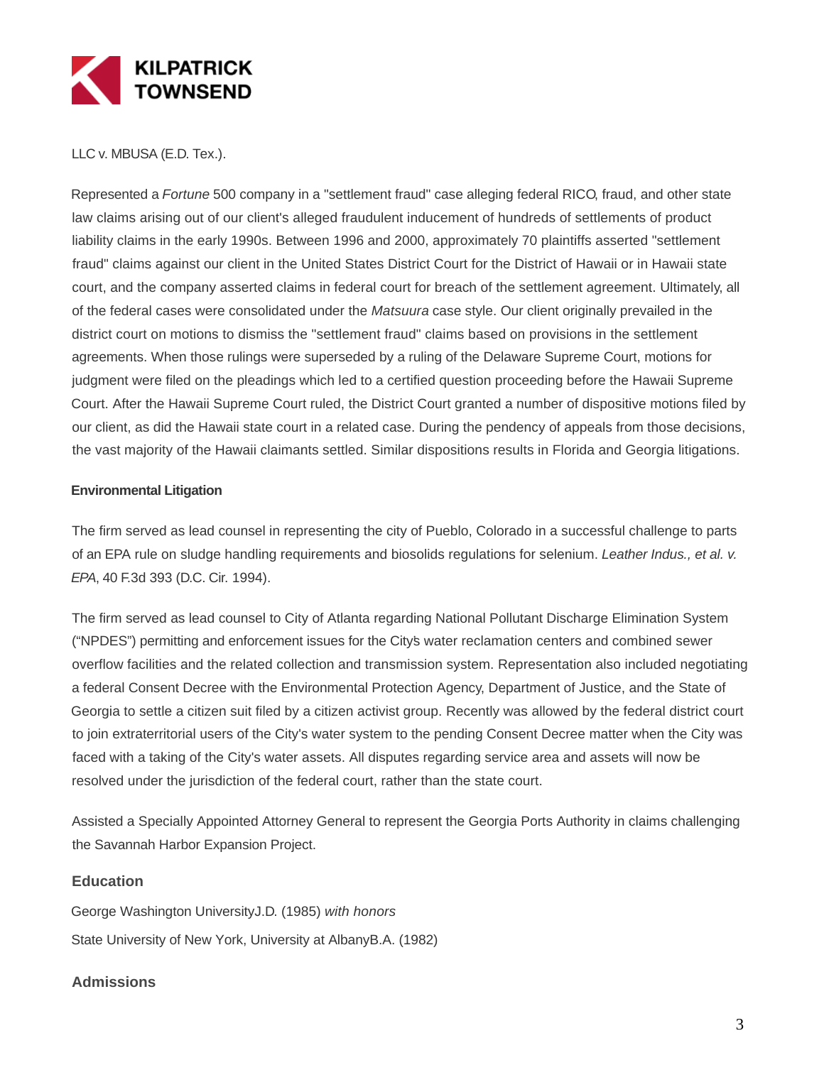LLC v. MBUSA (E.D. Tex.).

Represented a *Fortune* 500 company in a "settlement fraud" case alleging federal RICO, fraud, and other state law claims arising out of our client's alleged fraudulent inducement of hundreds of settlements of product liability claims in the early 1990s. Between 1996 and 2000, approximately 70 plaintiffs asserted "settlement fraud" claims against our client in the United States District Court for the District of Hawaii or in Hawaii state court, and the company asserted claims in federal court for breach of the settlement agreement. Ultimately, all of the federal cases were consolidated under the *Matsuura* case style. Our client originally prevailed in the district court on motions to dismiss the "settlement fraud" claims based on provisions in the settlement agreements. When those rulings were superseded by a ruling of the Delaware Supreme Court, motions for judgment were filed on the pleadings which led to a certified question proceeding before the Hawaii Supreme Court. After the Hawaii Supreme Court ruled, the District Court granted a number of dispositive motions filed by our client, as did the Hawaii state court in a related case. During the pendency of appeals from those decisions, the vast majority of the Hawaii claimants settled. Similar dispositions results in Florida and Georgia litigations.

**Environmental Litigation**

The firm served as lead counsel in representing the city of Pueblo, Colorado in a successful challenge to parts of an EPA rule on sludge handling requirements and biosolids regulations for selenium. *Leather Indus., et al. v. EPA*, 40 F.3d 393 (D.C. Cir. 1994).

The firm served as lead counsel to City of Atlanta regarding National Pollutant Discharge Elimination System ("NPDES") permitting and enforcement issues for the City's water reclamation centers and combined sewer overflow facilities and the related collection and transmission system. Representation also included negotiating a federal Consent Decree with the Environmental Protection Agency, Department of Justice, and the State of Georgia to settle a citizen suit filed by a citizen activist group. Recently was allowed by the federal district court to join extraterritorial users of the City's water system to the pending Consent Decree matter when the City was faced with a taking of the City's water assets. All disputes regarding service area and assets will now be resolved under the jurisdiction of the federal court, rather than the state court.

Assisted a Specially Appointed Attorney General to represent the Georgia Ports Authority in claims challenging the Savannah Harbor Expansion Project.

## Education

George Washington UniversityJ.D. (1985) *with honors*

State University of New York, University at AlbanyB.A. (1982)

## Admissions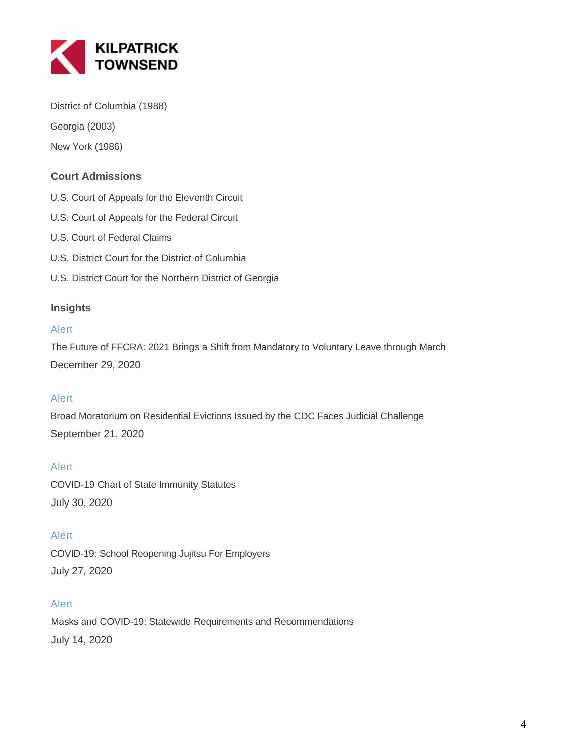District of Columbia (1988)

Georgia (2003)

New York (1986)

### Court Admissions

U.S. Court of Appeals for the Eleventh Circuit

U.S. Court of Appeals for the Federal Circuit

U.S. Court of Federal Claims

U.S. District Court for the District of Columbia

U.S. District Court for the Northern District of Georgia

### Insights

Alert

The Future of FFCRA: 2021 Brings a Shift from Mandatory to Voluntary Leave through March

December 29, 2020

Alert

Broad Moratorium on Residential Evictions Issued by the CDC Faces Judicial Challenge

September 21, 2020

Alert

COVID-19 Chart of State Immunity Statutes

July 30, 2020

Alert

COVID-19: School Reopening Jujitsu For Employers

July 27, 2020

Alert

Masks and COVID-19: Statewide Requirements and Recommendations

July 14, 2020